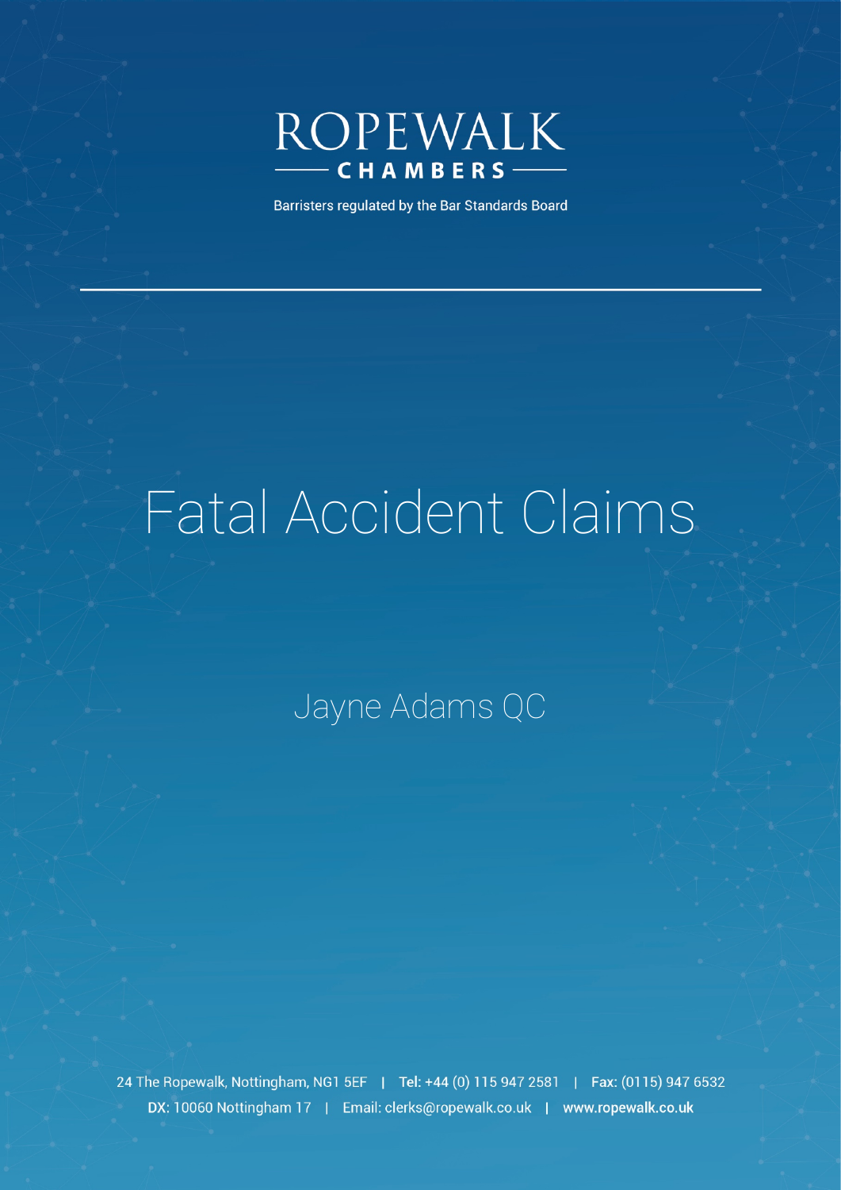ROPEWALK

CHAMBERS

Barristers regulated by the Bar Standards Board

# Fatal Accident Claims

Jayne Adams QC

24 The Ropewalk, Nottingham, NG1 5EF | **Tel:** +44 (0) 115 947 2581 | **Fax:** (0115) 947 6532
**DX:** 10060 Nottingham 17 | **Email:** clerks@ropewalk.co.uk | **www.ropewalk.co.uk**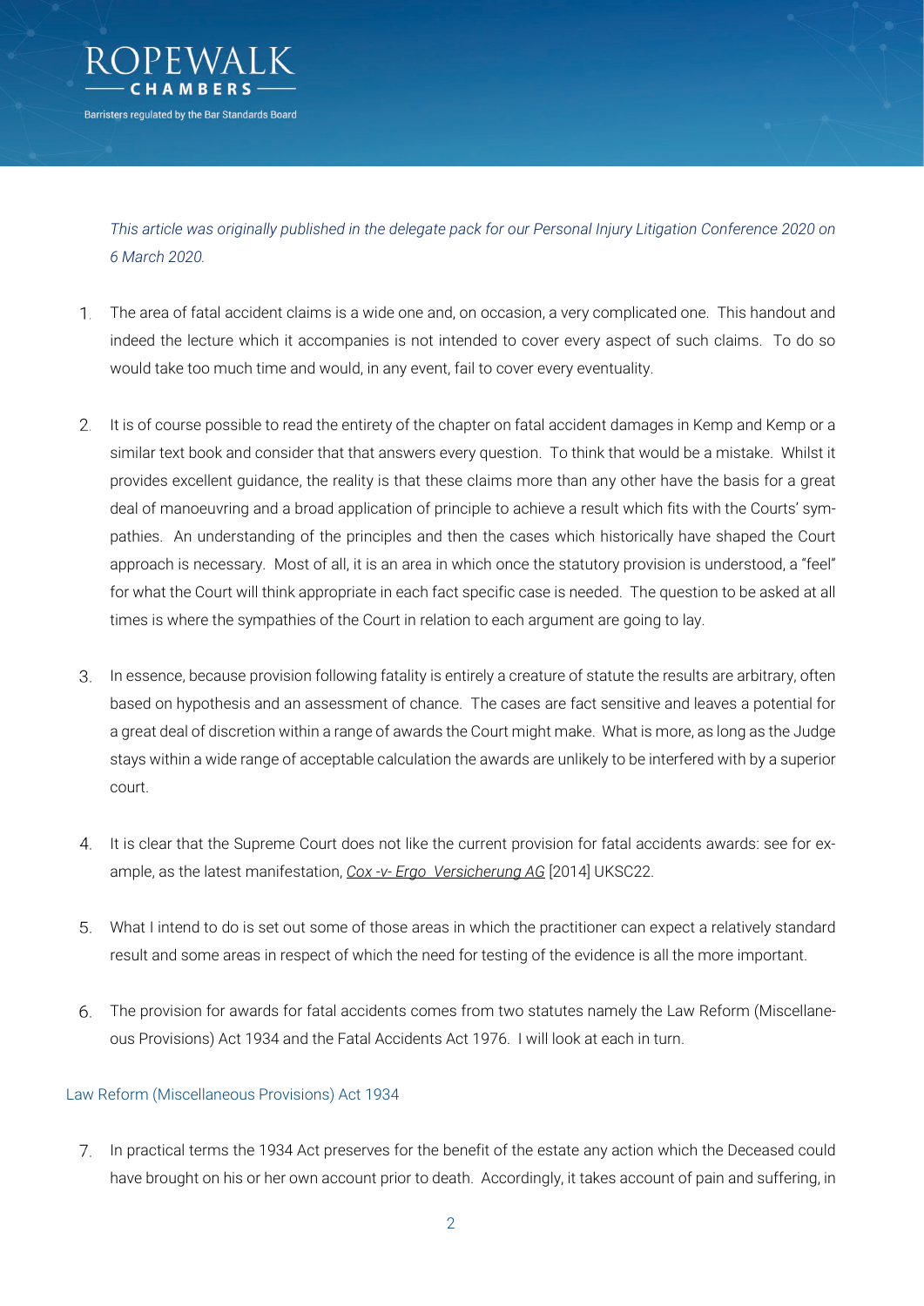*This article was originally published in the delegate pack for our Personal Injury Litigation Conference 2020 on 6 March 2020.*

1. The area of fatal accident claims is a wide one and, on occasion, a very complicated one. This handout and indeed the lecture which it accompanies is not intended to cover every aspect of such claims. To do so would take too much time and would, in any event, fail to cover every eventuality.

2. It is of course possible to read the entirety of the chapter on fatal accident damages in Kemp and Kemp or a similar text book and consider that that answers every question. To think that would be a mistake. Whilst it provides excellent guidance, the reality is that these claims more than any other have the basis for a great deal of manoeuvring and a broad application of principle to achieve a result which fits with the Courts' sympathies. An understanding of the principles and then the cases which historically have shaped the Court approach is necessary. Most of all, it is an area in which once the statutory provision is understood, a "feel" for what the Court will think appropriate in each fact specific case is needed. The question to be asked at all times is where the sympathies of the Court in relation to each argument are going to lay.

3. In essence, because provision following fatality is entirely a creature of statute the results are arbitrary, often based on hypothesis and an assessment of chance. The cases are fact sensitive and leaves a potential for a great deal of discretion within a range of awards the Court might make. What is more, as long as the Judge stays within a wide range of acceptable calculation the awards are unlikely to be interfered with by a superior court.

4. It is clear that the Supreme Court does not like the current provision for fatal accidents awards: see for example, as the latest manifestation, *Cox -v- Ergo Versicherung AG* [2014] UKSC22.

5. What I intend to do is set out some of those areas in which the practitioner can expect a relatively standard result and some areas in respect of which the need for testing of the evidence is all the more important.

6. The provision for awards for fatal accidents comes from two statutes namely the Law Reform (Miscellaneous Provisions) Act 1934 and the Fatal Accidents Act 1976. I will look at each in turn.

## Law Reform (Miscellaneous Provisions) Act 1934

7. In practical terms the 1934 Act preserves for the benefit of the estate any action which the Deceased could have brought on his or her own account prior to death. Accordingly, it takes account of pain and suffering, in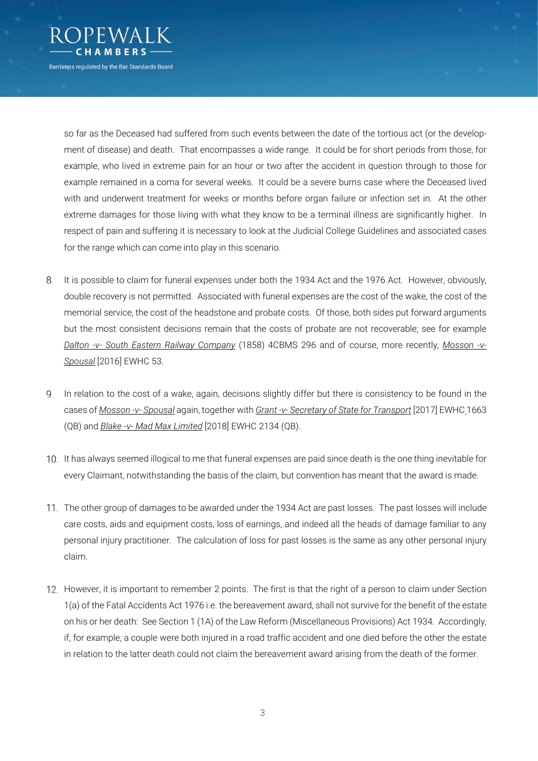so far as the Deceased had suffered from such events between the date of the tortious act (or the development of disease) and death. That encompasses a wide range. It could be for short periods from those, for example, who lived in extreme pain for an hour or two after the accident in question through to those for example remained in a coma for several weeks. It could be a severe burns case where the Deceased lived with and underwent treatment for weeks or months before organ failure or infection set in. At the other extreme damages for those living with what they know to be a terminal illness are significantly higher. In respect of pain and suffering it is necessary to look at the Judicial College Guidelines and associated cases for the range which can come into play in this scenario.

8. It is possible to claim for funeral expenses under both the 1934 Act and the 1976 Act. However, obviously, double recovery is not permitted. Associated with funeral expenses are the cost of the wake, the cost of the memorial service, the cost of the headstone and probate costs. Of those, both sides put forward arguments but the most consistent decisions remain that the costs of probate are not recoverable; see for example *Dalton -v- South Eastern Railway Company* (1858) 4CBMS 296 and of course, more recently, *Mosson -v- Spousal* [2016] EWHC 53.

9. In relation to the cost of a wake, again, decisions slightly differ but there is consistency to be found in the cases of *Mosson -v- Spousal* again, together with *Grant -v- Secretary of State for Transport* [2017] EWHC 1663 (QB) and *Blake -v- Mad Max Limited* [2018] EWHC 2134 (QB).

10. It has always seemed illogical to me that funeral expenses are paid since death is the one thing inevitable for every Claimant, notwithstanding the basis of the claim, but convention has meant that the award is made.

11. The other group of damages to be awarded under the 1934 Act are past losses. The past losses will include care costs, aids and equipment costs, loss of earnings, and indeed all the heads of damage familiar to any personal injury practitioner. The calculation of loss for past losses is the same as any other personal injury claim.

12. However, it is important to remember 2 points. The first is that the right of a person to claim under Section 1(a) of the Fatal Accidents Act 1976 i.e. the bereavement award, shall not survive for the benefit of the estate on his or her death: See Section 1 (1A) of the Law Reform (Miscellaneous Provisions) Act 1934. Accordingly, if, for example, a couple were both injured in a road traffic accident and one died before the other the estate in relation to the latter death could not claim the bereavement award arising from the death of the former.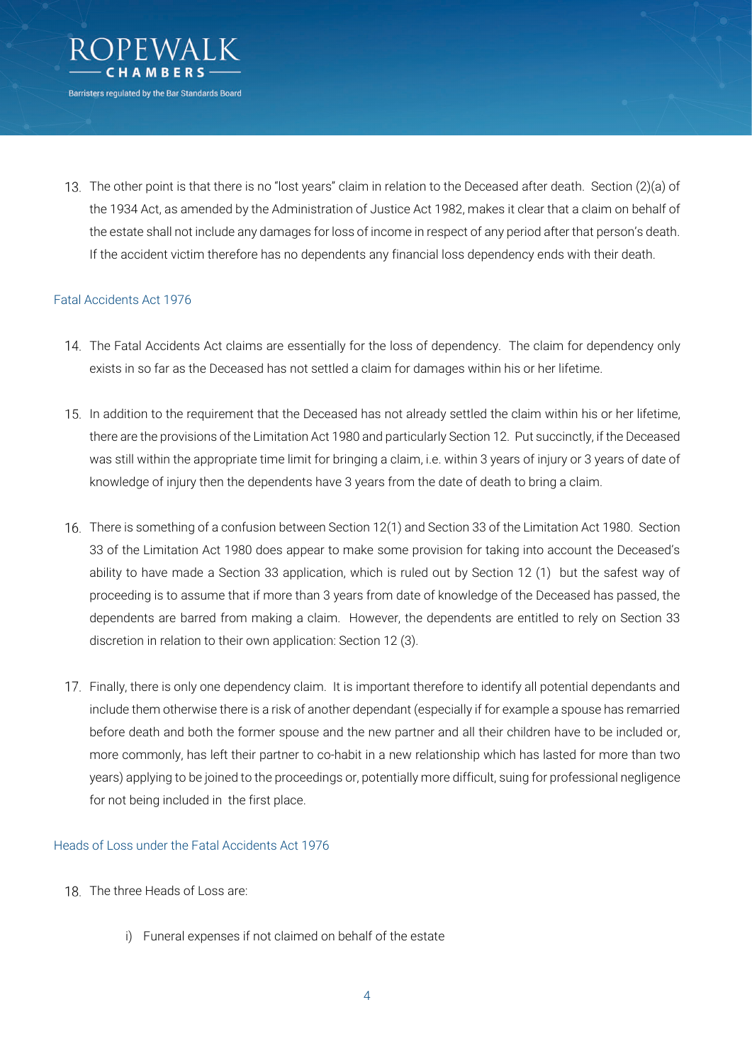13. The other point is that there is no "lost years" claim in relation to the Deceased after death. Section (2)(a) of the 1934 Act, as amended by the Administration of Justice Act 1982, makes it clear that a claim on behalf of the estate shall not include any damages for loss of income in respect of any period after that person's death. If the accident victim therefore has no dependents any financial loss dependency ends with their death.

## Fatal Accidents Act 1976

14. The Fatal Accidents Act claims are essentially for the loss of dependency. The claim for dependency only exists in so far as the Deceased has not settled a claim for damages within his or her lifetime.

15. In addition to the requirement that the Deceased has not already settled the claim within his or her lifetime, there are the provisions of the Limitation Act 1980 and particularly Section 12. Put succinctly, if the Deceased was still within the appropriate time limit for bringing a claim, i.e. within 3 years of injury or 3 years of date of knowledge of injury then the dependents have 3 years from the date of death to bring a claim.

16. There is something of a confusion between Section 12(1) and Section 33 of the Limitation Act 1980. Section 33 of the Limitation Act 1980 does appear to make some provision for taking into account the Deceased's ability to have made a Section 33 application, which is ruled out by Section 12 (1) but the safest way of proceeding is to assume that if more than 3 years from date of knowledge of the Deceased has passed, the dependents are barred from making a claim. However, the dependents are entitled to rely on Section 33 discretion in relation to their own application: Section 12 (3).

17. Finally, there is only one dependency claim. It is important therefore to identify all potential dependants and include them otherwise there is a risk of another dependant (especially if for example a spouse has remarried before death and both the former spouse and the new partner and all their children have to be included or, more commonly, has left their partner to co-habit in a new relationship which has lasted for more than two years) applying to be joined to the proceedings or, potentially more difficult, suing for professional negligence for not being included in the first place.

## Heads of Loss under the Fatal Accidents Act 1976

18. The three Heads of Loss are:

    i) Funeral expenses if not claimed on behalf of the estate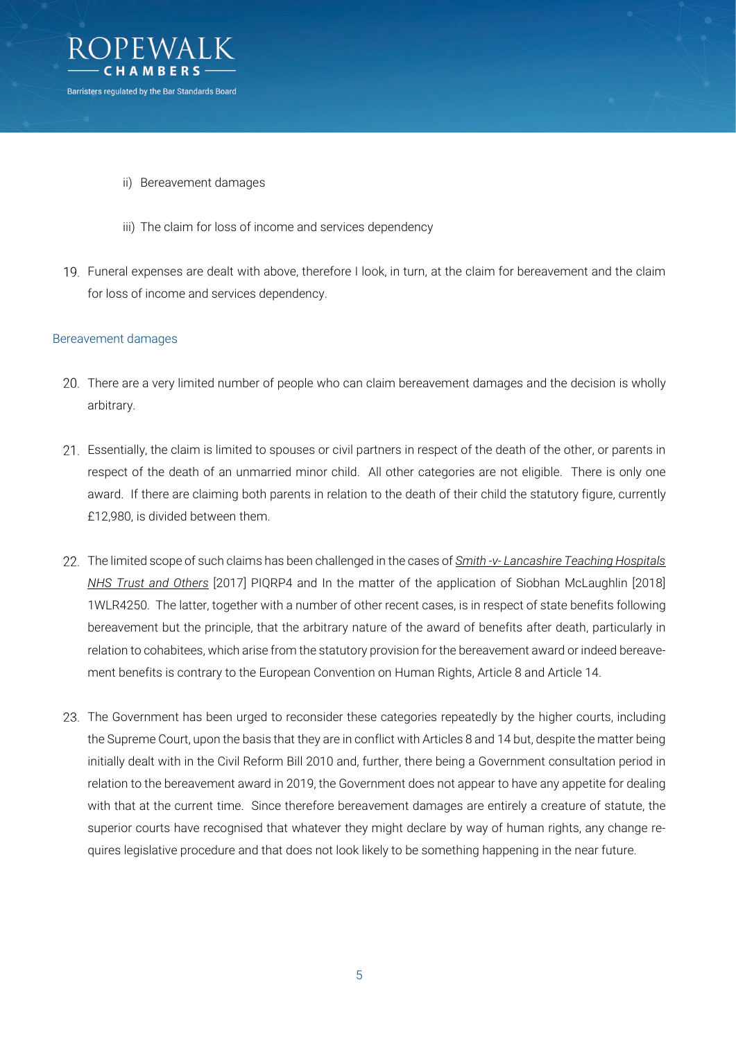ii) Bereavement damages

iii) The claim for loss of income and services dependency

19. Funeral expenses are dealt with above, therefore I look, in turn, at the claim for bereavement and the claim for loss of income and services dependency.

## Bereavement damages

20. There are a very limited number of people who can claim bereavement damages and the decision is wholly arbitrary.

21. Essentially, the claim is limited to spouses or civil partners in respect of the death of the other, or parents in respect of the death of an unmarried minor child. All other categories are not eligible. There is only one award. If there are claiming both parents in relation to the death of their child the statutory figure, currently £12,980, is divided between them.

22. The limited scope of such claims has been challenged in the cases of *Smith -v- Lancashire Teaching Hospitals NHS Trust and Others* [2017] PIQRP4 and In the matter of the application of Siobhan McLaughlin [2018] 1WLR4250. The latter, together with a number of other recent cases, is in respect of state benefits following bereavement but the principle, that the arbitrary nature of the award of benefits after death, particularly in relation to cohabitees, which arise from the statutory provision for the bereavement award or indeed bereavement benefits is contrary to the European Convention on Human Rights, Article 8 and Article 14.

23. The Government has been urged to reconsider these categories repeatedly by the higher courts, including the Supreme Court, upon the basis that they are in conflict with Articles 8 and 14 but, despite the matter being initially dealt with in the Civil Reform Bill 2010 and, further, there being a Government consultation period in relation to the bereavement award in 2019, the Government does not appear to have any appetite for dealing with that at the current time. Since therefore bereavement damages are entirely a creature of statute, the superior courts have recognised that whatever they might declare by way of human rights, any change requires legislative procedure and that does not look likely to be something happening in the near future.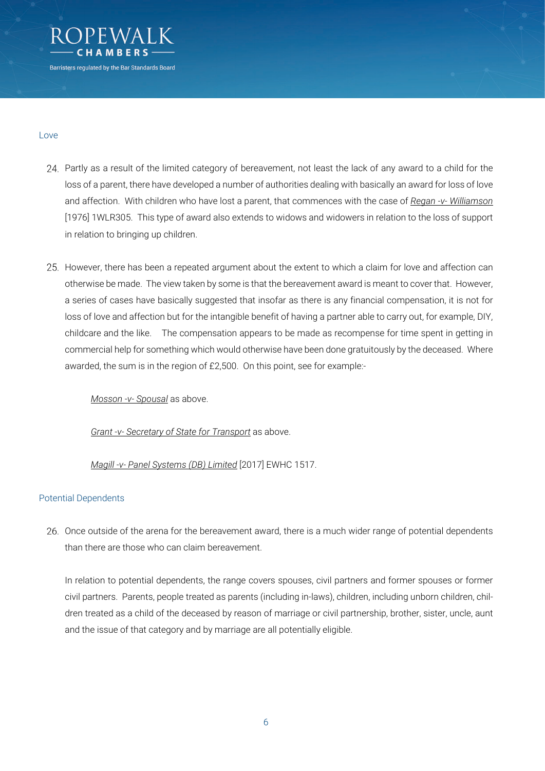## Love

24. Partly as a result of the limited category of bereavement, not least the lack of any award to a child for the loss of a parent, there have developed a number of authorities dealing with basically an award for loss of love and affection. With children who have lost a parent, that commences with the case of *Regan -v- Williamson* [1976] 1WLR305. This type of award also extends to widows and widowers in relation to the loss of support in relation to bringing up children.

25. However, there has been a repeated argument about the extent to which a claim for love and affection can otherwise be made. The view taken by some is that the bereavement award is meant to cover that. However, a series of cases have basically suggested that insofar as there is any financial compensation, it is not for loss of love and affection but for the intangible benefit of having a partner able to carry out, for example, DIY, childcare and the like. The compensation appears to be made as recompense for time spent in getting in commercial help for something which would otherwise have been done gratuitously by the deceased. Where awarded, the sum is in the region of £2,500. On this point, see for example:-

    *Mosson -v- Spousal* as above.

    *Grant -v- Secretary of State for Transport* as above.

    *Magill -v- Panel Systems (DB) Limited* [2017] EWHC 1517.

## Potential Dependents

26. Once outside of the arena for the bereavement award, there is a much wider range of potential dependents than there are those who can claim bereavement.

    In relation to potential dependents, the range covers spouses, civil partners and former spouses or former civil partners. Parents, people treated as parents (including in-laws), children, including unborn children, children treated as a child of the deceased by reason of marriage or civil partnership, brother, sister, uncle, aunt and the issue of that category and by marriage are all potentially eligible.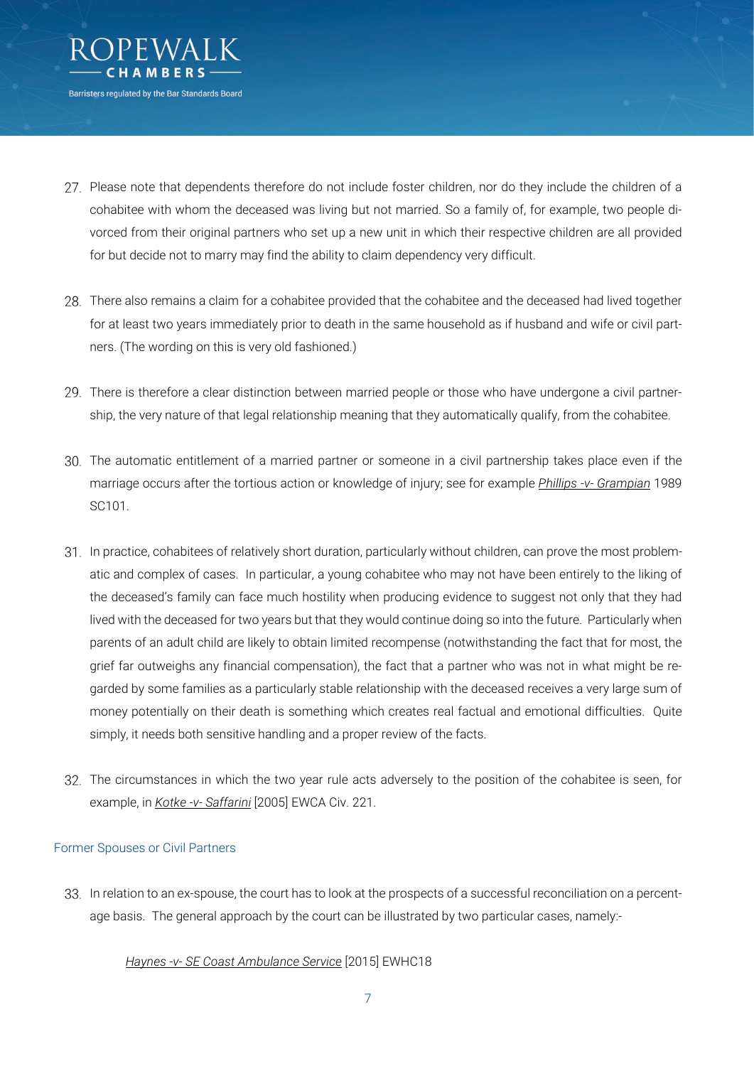27. Please note that dependents therefore do not include foster children, nor do they include the children of a cohabitee with whom the deceased was living but not married. So a family of, for example, two people divorced from their original partners who set up a new unit in which their respective children are all provided for but decide not to marry may find the ability to claim dependency very difficult.

28. There also remains a claim for a cohabitee provided that the cohabitee and the deceased had lived together for at least two years immediately prior to death in the same household as if husband and wife or civil partners. (The wording on this is very old fashioned.)

29. There is therefore a clear distinction between married people or those who have undergone a civil partnership, the very nature of that legal relationship meaning that they automatically qualify, from the cohabitee.

30. The automatic entitlement of a married partner or someone in a civil partnership takes place even if the marriage occurs after the tortious action or knowledge of injury; see for example *Phillips -v- Grampian* 1989 SC101.

31. In practice, cohabitees of relatively short duration, particularly without children, can prove the most problematic and complex of cases. In particular, a young cohabitee who may not have been entirely to the liking of the deceased's family can face much hostility when producing evidence to suggest not only that they had lived with the deceased for two years but that they would continue doing so into the future. Particularly when parents of an adult child are likely to obtain limited recompense (notwithstanding the fact that for most, the grief far outweighs any financial compensation), the fact that a partner who was not in what might be regarded by some families as a particularly stable relationship with the deceased receives a very large sum of money potentially on their death is something which creates real factual and emotional difficulties. Quite simply, it needs both sensitive handling and a proper review of the facts.

32. The circumstances in which the two year rule acts adversely to the position of the cohabitee is seen, for example, in *Kotke -v- Saffarini* [2005] EWCA Civ. 221.

## Former Spouses or Civil Partners

33. In relation to an ex-spouse, the court has to look at the prospects of a successful reconciliation on a percentage basis. The general approach by the court can be illustrated by two particular cases, namely:-

    *Haynes -v- SE Coast Ambulance Service* [2015] EWHC18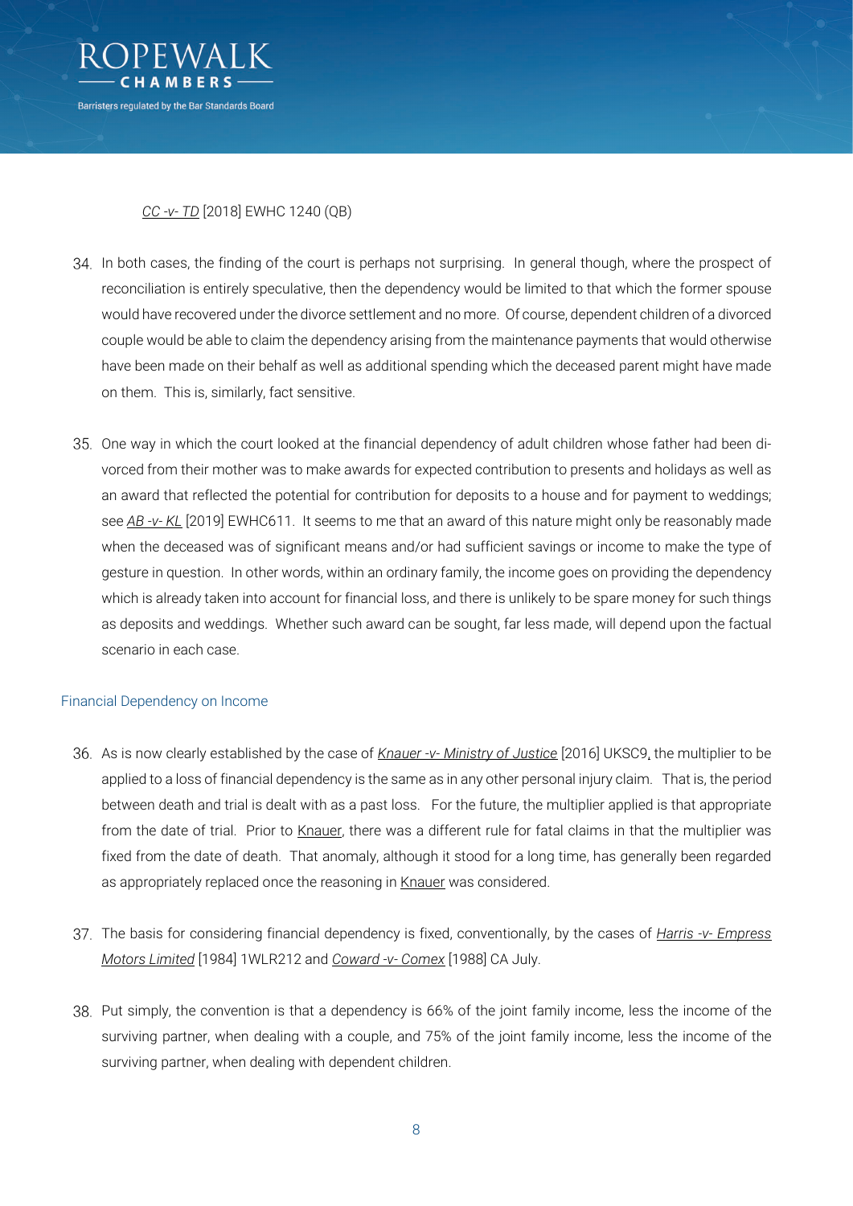*CC -v- TD* [2018] EWHC 1240 (QB)

34. In both cases, the finding of the court is perhaps not surprising. In general though, where the prospect of reconciliation is entirely speculative, then the dependency would be limited to that which the former spouse would have recovered under the divorce settlement and no more. Of course, dependent children of a divorced couple would be able to claim the dependency arising from the maintenance payments that would otherwise have been made on their behalf as well as additional spending which the deceased parent might have made on them. This is, similarly, fact sensitive.

35. One way in which the court looked at the financial dependency of adult children whose father had been divorced from their mother was to make awards for expected contribution to presents and holidays as well as an award that reflected the potential for contribution for deposits to a house and for payment to weddings; see *AB -v- KL* [2019] EWHC611. It seems to me that an award of this nature might only be reasonably made when the deceased was of significant means and/or had sufficient savings or income to make the type of gesture in question. In other words, within an ordinary family, the income goes on providing the dependency which is already taken into account for financial loss, and there is unlikely to be spare money for such things as deposits and weddings. Whether such award can be sought, far less made, will depend upon the factual scenario in each case.

## Financial Dependency on Income

36. As is now clearly established by the case of *Knauer -v- Ministry of Justice* [2016] UKSC9, the multiplier to be applied to a loss of financial dependency is the same as in any other personal injury claim. That is, the period between death and trial is dealt with as a past loss. For the future, the multiplier applied is that appropriate from the date of trial. Prior to Knauer, there was a different rule for fatal claims in that the multiplier was fixed from the date of death. That anomaly, although it stood for a long time, has generally been regarded as appropriately replaced once the reasoning in Knauer was considered.

37. The basis for considering financial dependency is fixed, conventionally, by the cases of *Harris -v- Empress Motors Limited* [1984] 1WLR212 and *Coward -v- Comex* [1988] CA July.

38. Put simply, the convention is that a dependency is 66% of the joint family income, less the income of the surviving partner, when dealing with a couple, and 75% of the joint family income, less the income of the surviving partner, when dealing with dependent children.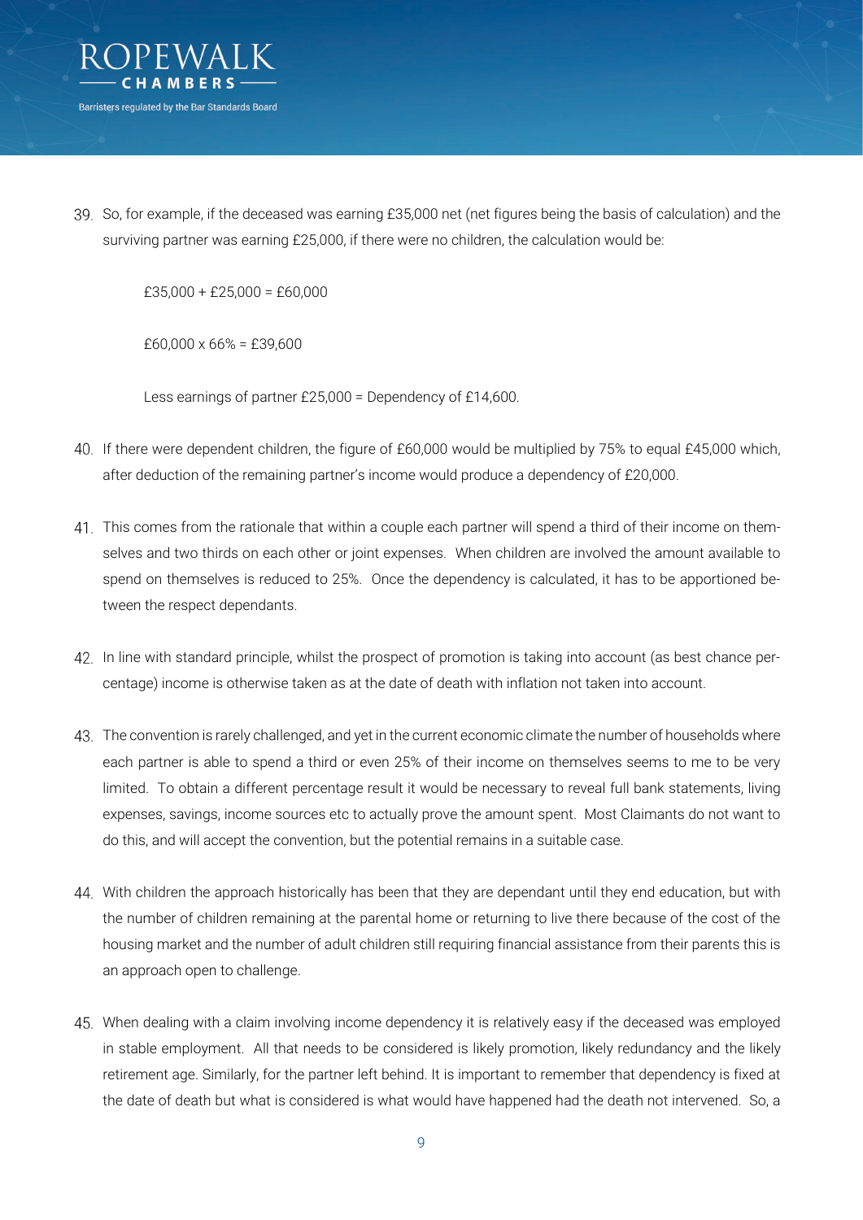39. So, for example, if the deceased was earning £35,000 net (net figures being the basis of calculation) and the surviving partner was earning £25,000, if there were no children, the calculation would be:

    £35,000 + £25,000 = £60,000

    £60,000 x 66% = £39,600

    Less earnings of partner £25,000 = Dependency of £14,600.

40. If there were dependent children, the figure of £60,000 would be multiplied by 75% to equal £45,000 which, after deduction of the remaining partner's income would produce a dependency of £20,000.

41. This comes from the rationale that within a couple each partner will spend a third of their income on themselves and two thirds on each other or joint expenses. When children are involved the amount available to spend on themselves is reduced to 25%. Once the dependency is calculated, it has to be apportioned between the respect dependants.

42. In line with standard principle, whilst the prospect of promotion is taking into account (as best chance percentage) income is otherwise taken as at the date of death with inflation not taken into account.

43. The convention is rarely challenged, and yet in the current economic climate the number of households where each partner is able to spend a third or even 25% of their income on themselves seems to me to be very limited. To obtain a different percentage result it would be necessary to reveal full bank statements, living expenses, savings, income sources etc to actually prove the amount spent. Most Claimants do not want to do this, and will accept the convention, but the potential remains in a suitable case.

44. With children the approach historically has been that they are dependant until they end education, but with the number of children remaining at the parental home or returning to live there because of the cost of the housing market and the number of adult children still requiring financial assistance from their parents this is an approach open to challenge.

45. When dealing with a claim involving income dependency it is relatively easy if the deceased was employed in stable employment. All that needs to be considered is likely promotion, likely redundancy and the likely retirement age. Similarly, for the partner left behind. It is important to remember that dependency is fixed at the date of death but what is considered is what would have happened had the death not intervened. So, a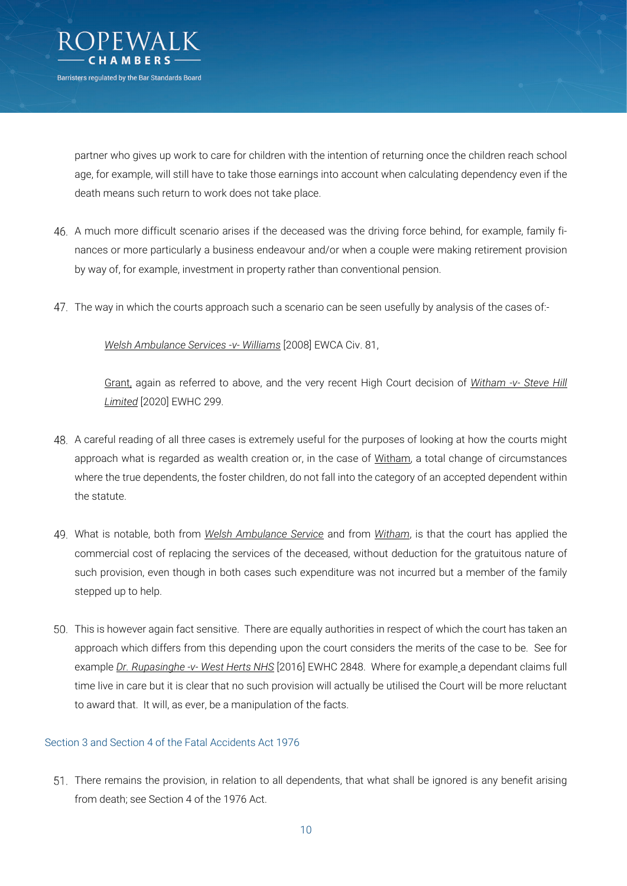partner who gives up work to care for children with the intention of returning once the children reach school age, for example, will still have to take those earnings into account when calculating dependency even if the death means such return to work does not take place.

46. A much more difficult scenario arises if the deceased was the driving force behind, for example, family finances or more particularly a business endeavour and/or when a couple were making retirement provision by way of, for example, investment in property rather than conventional pension.

47. The way in which the courts approach such a scenario can be seen usefully by analysis of the cases of:-

    *Welsh Ambulance Services -v- Williams* [2008] EWCA Civ. 81,

    Grant, again as referred to above, and the very recent High Court decision of *Witham -v- Steve Hill Limited* [2020] EWHC 299.

48. A careful reading of all three cases is extremely useful for the purposes of looking at how the courts might approach what is regarded as wealth creation or, in the case of Witham, a total change of circumstances where the true dependents, the foster children, do not fall into the category of an accepted dependent within the statute.

49. What is notable, both from *Welsh Ambulance Service* and from *Witham*, is that the court has applied the commercial cost of replacing the services of the deceased, without deduction for the gratuitous nature of such provision, even though in both cases such expenditure was not incurred but a member of the family stepped up to help.

50. This is however again fact sensitive. There are equally authorities in respect of which the court has taken an approach which differs from this depending upon the court considers the merits of the case to be. See for example *Dr. Rupasinghe -v- West Herts NHS* [2016] EWHC 2848. Where for example a dependant claims full time live in care but it is clear that no such provision will actually be utilised the Court will be more reluctant to award that. It will, as ever, be a manipulation of the facts.

## Section 3 and Section 4 of the Fatal Accidents Act 1976

51. There remains the provision, in relation to all dependents, that what shall be ignored is any benefit arising from death; see Section 4 of the 1976 Act.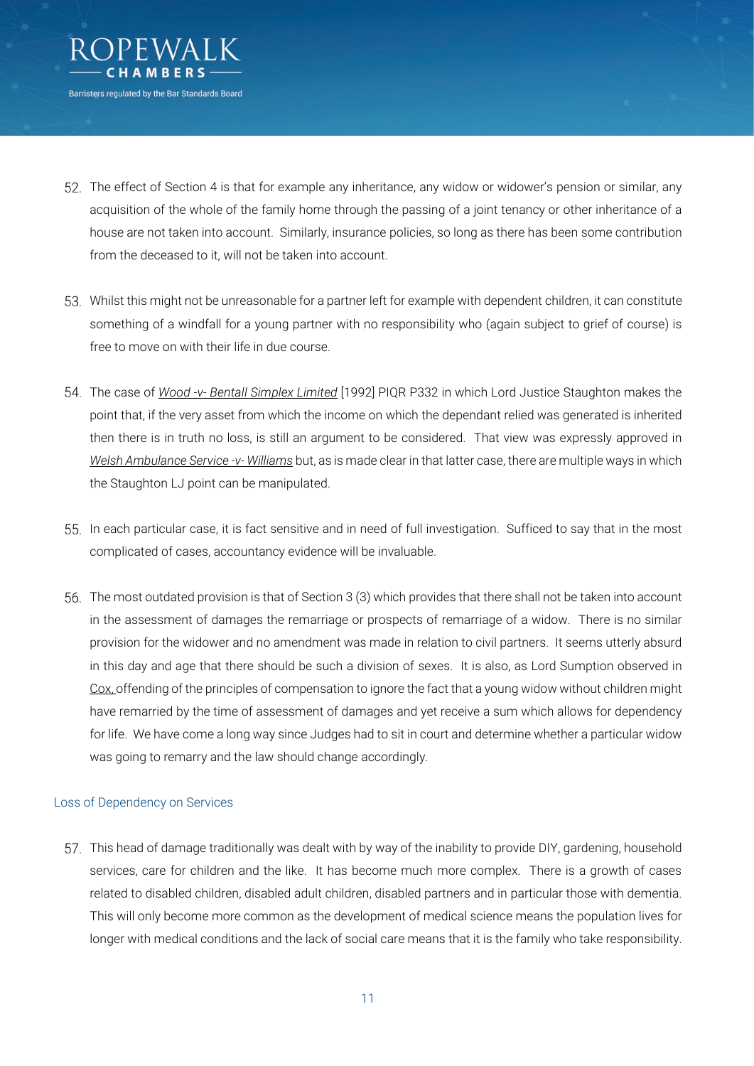52. The effect of Section 4 is that for example any inheritance, any widow or widower's pension or similar, any acquisition of the whole of the family home through the passing of a joint tenancy or other inheritance of a house are not taken into account. Similarly, insurance policies, so long as there has been some contribution from the deceased to it, will not be taken into account.

53. Whilst this might not be unreasonable for a partner left for example with dependent children, it can constitute something of a windfall for a young partner with no responsibility who (again subject to grief of course) is free to move on with their life in due course.

54. The case of *Wood -v- Bentall Simplex Limited* [1992] PIQR P332 in which Lord Justice Staughton makes the point that, if the very asset from which the income on which the dependant relied was generated is inherited then there is in truth no loss, is still an argument to be considered. That view was expressly approved in *Welsh Ambulance Service -v- Williams* but, as is made clear in that latter case, there are multiple ways in which the Staughton LJ point can be manipulated.

55. In each particular case, it is fact sensitive and in need of full investigation. Sufficed to say that in the most complicated of cases, accountancy evidence will be invaluable.

56. The most outdated provision is that of Section 3 (3) which provides that there shall not be taken into account in the assessment of damages the remarriage or prospects of remarriage of a widow. There is no similar provision for the widower and no amendment was made in relation to civil partners. It seems utterly absurd in this day and age that there should be such a division of sexes. It is also, as Lord Sumption observed in Cox, offending of the principles of compensation to ignore the fact that a young widow without children might have remarried by the time of assessment of damages and yet receive a sum which allows for dependency for life. We have come a long way since Judges had to sit in court and determine whether a particular widow was going to remarry and the law should change accordingly.

### Loss of Dependency on Services

57. This head of damage traditionally was dealt with by way of the inability to provide DIY, gardening, household services, care for children and the like. It has become much more complex. There is a growth of cases related to disabled children, disabled adult children, disabled partners and in particular those with dementia. This will only become more common as the development of medical science means the population lives for longer with medical conditions and the lack of social care means that it is the family who take responsibility.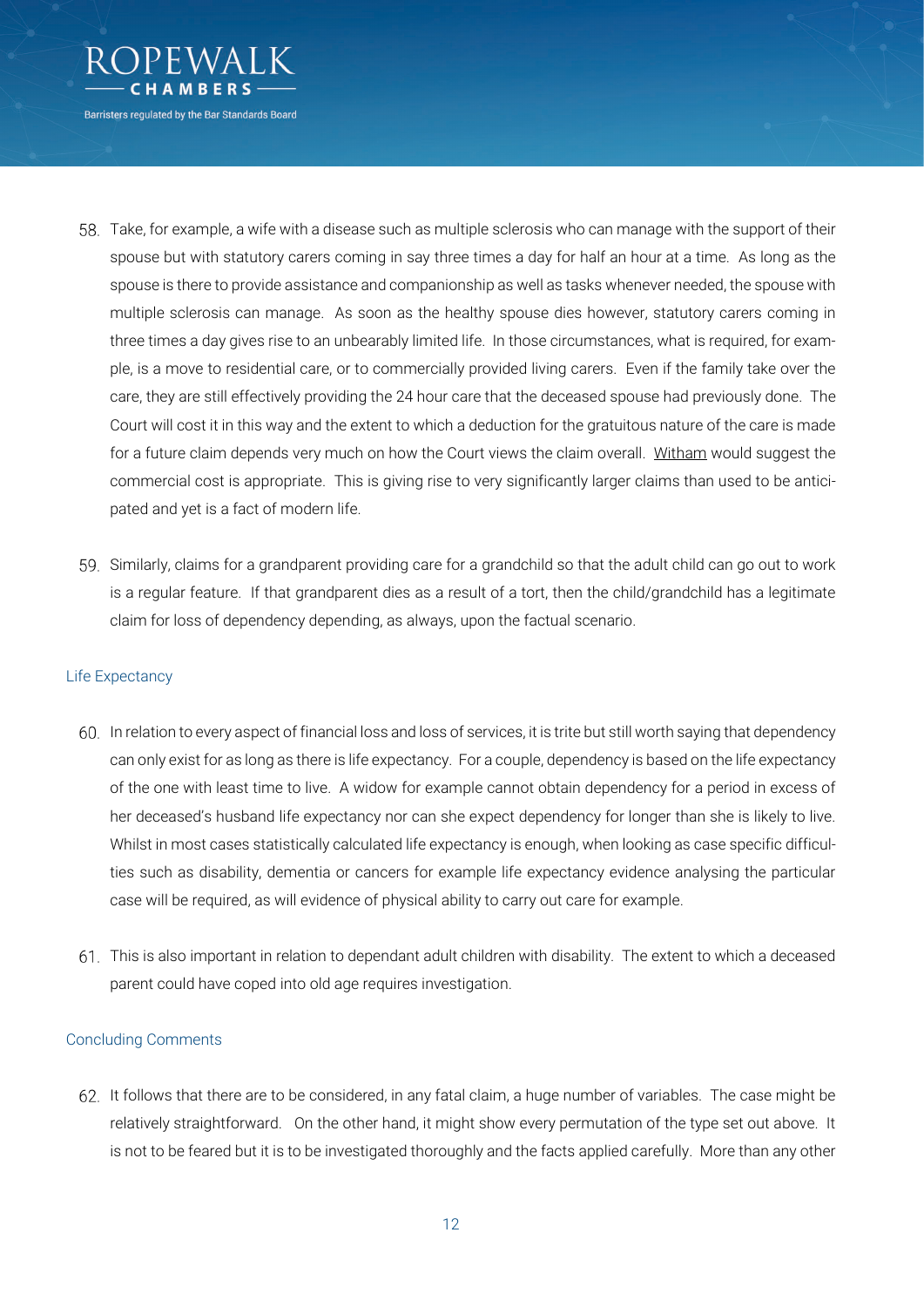58. Take, for example, a wife with a disease such as multiple sclerosis who can manage with the support of their spouse but with statutory carers coming in say three times a day for half an hour at a time. As long as the spouse is there to provide assistance and companionship as well as tasks whenever needed, the spouse with multiple sclerosis can manage. As soon as the healthy spouse dies however, statutory carers coming in three times a day gives rise to an unbearably limited life. In those circumstances, what is required, for example, is a move to residential care, or to commercially provided living carers. Even if the family take over the care, they are still effectively providing the 24 hour care that the deceased spouse had previously done. The Court will cost it in this way and the extent to which a deduction for the gratuitous nature of the care is made for a future claim depends very much on how the Court views the claim overall. Witham would suggest the commercial cost is appropriate. This is giving rise to very significantly larger claims than used to be anticipated and yet is a fact of modern life.

59. Similarly, claims for a grandparent providing care for a grandchild so that the adult child can go out to work is a regular feature. If that grandparent dies as a result of a tort, then the child/grandchild has a legitimate claim for loss of dependency depending, as always, upon the factual scenario.

### Life Expectancy

60. In relation to every aspect of financial loss and loss of services, it is trite but still worth saying that dependency can only exist for as long as there is life expectancy. For a couple, dependency is based on the life expectancy of the one with least time to live. A widow for example cannot obtain dependency for a period in excess of her deceased's husband life expectancy nor can she expect dependency for longer than she is likely to live. Whilst in most cases statistically calculated life expectancy is enough, when looking as case specific difficulties such as disability, dementia or cancers for example life expectancy evidence analysing the particular case will be required, as will evidence of physical ability to carry out care for example.

61. This is also important in relation to dependant adult children with disability. The extent to which a deceased parent could have coped into old age requires investigation.

### Concluding Comments

62. It follows that there are to be considered, in any fatal claim, a huge number of variables. The case might be relatively straightforward. On the other hand, it might show every permutation of the type set out above. It is not to be feared but it is to be investigated thoroughly and the facts applied carefully. More than any other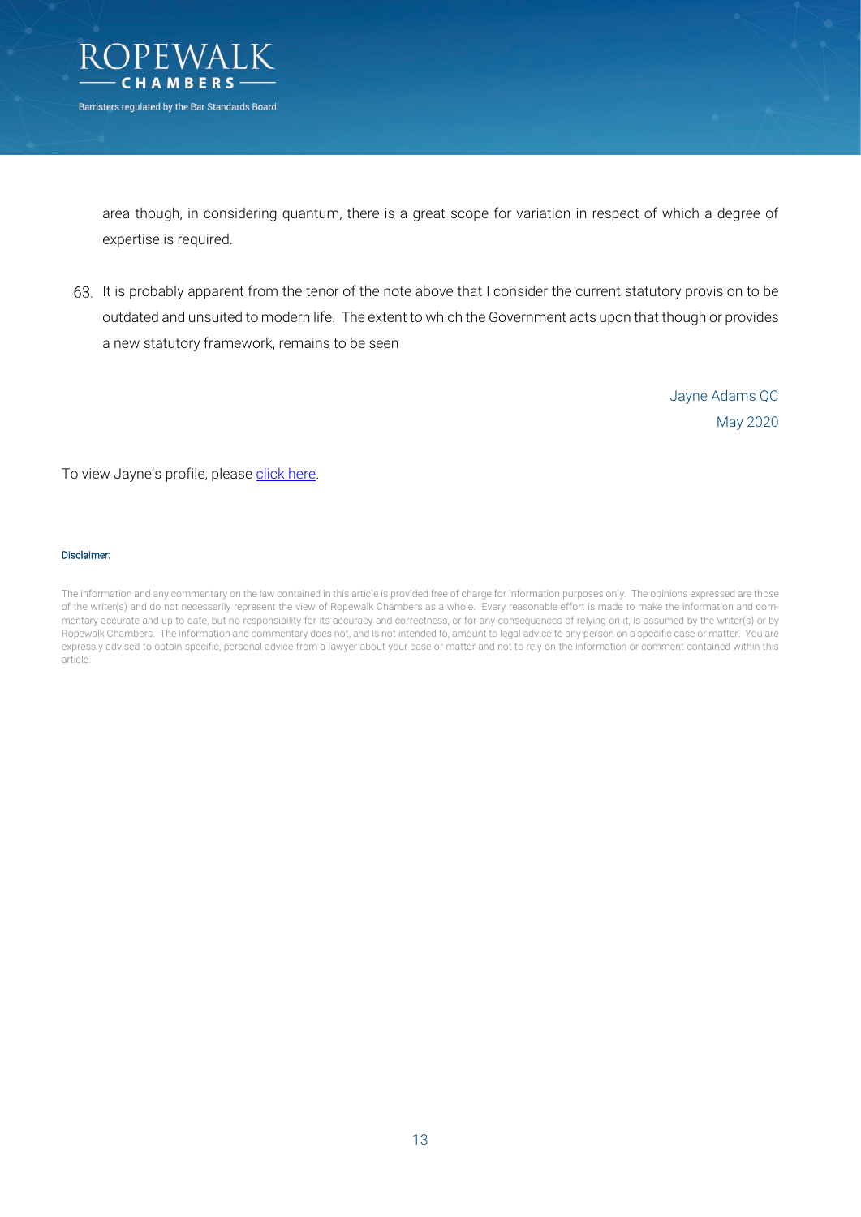area though, in considering quantum, there is a great scope for variation in respect of which a degree of expertise is required.

63. It is probably apparent from the tenor of the note above that I consider the current statutory provision to be outdated and unsuited to modern life. The extent to which the Government acts upon that though or provides a new statutory framework, remains to be seen

Jayne Adams QC
May 2020

To view Jayne's profile, please click here.

**Disclaimer:**

The information and any commentary on the law contained in this article is provided free of charge for information purposes only. The opinions expressed are those of the writer(s) and do not necessarily represent the view of Ropewalk Chambers as a whole. Every reasonable effort is made to make the information and commentary accurate and up to date, but no responsibility for its accuracy and correctness, or for any consequences of relying on it, is assumed by the writer(s) or by Ropewalk Chambers. The information and commentary does not, and is not intended to, amount to legal advice to any person on a specific case or matter. You are expressly advised to obtain specific, personal advice from a lawyer about your case or matter and not to rely on the information or comment contained within this article.